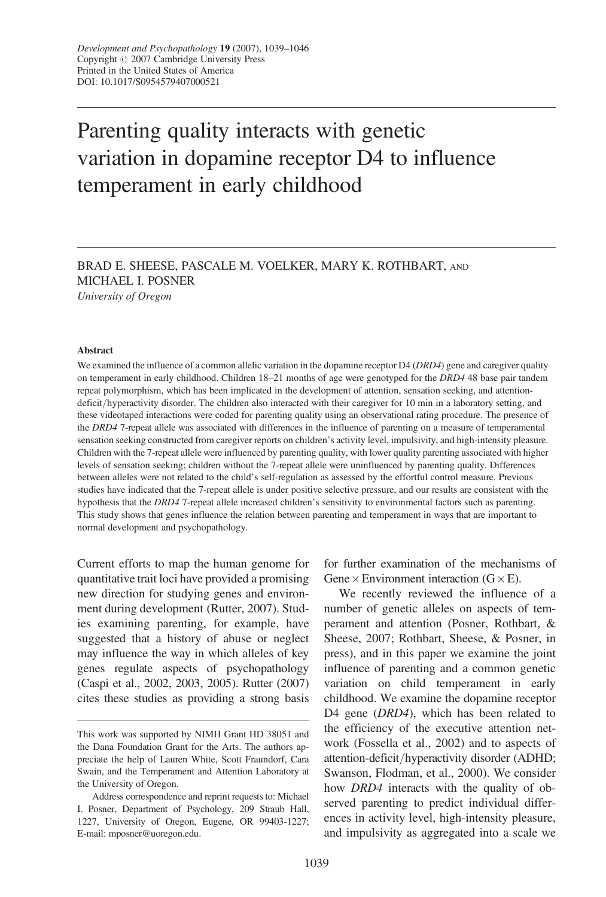# Parenting quality interacts with genetic variation in dopamine receptor D4 to influence temperament in early childhood

BRAD E. SHEESE, PASCALE M. VOELKER, MARY K. ROTHBART, AND MICHAEL I. POSNER

*University of Oregon*

### Abstract

We examined the influence of a common allelic variation in the dopamine receptor D4 (*DRD4*) gene and caregiver quality on temperament in early childhood. Children 18–21 months of age were genotyped for the *DRD4* 48 base pair tandem repeat polymorphism, which has been implicated in the development of attention, sensation seeking, and attention-deficit/hyperactivity disorder. The children also interacted with their caregiver for 10 min in a laboratory setting, and these videotaped interactions were coded for parenting quality using an observational rating procedure. The presence of the *DRD4* 7-repeat allele was associated with differences in the influence of parenting on a measure of temperamental sensation seeking constructed from caregiver reports on children's activity level, impulsivity, and high-intensity pleasure. Children with the 7-repeat allele were influenced by parenting quality, with lower quality parenting associated with higher levels of sensation seeking; children without the 7-repeat allele were uninfluenced by parenting quality. Differences between alleles were not related to the child's self-regulation as assessed by the effortful control measure. Previous studies have indicated that the 7-repeat allele is under positive selective pressure, and our results are consistent with the hypothesis that the *DRD4* 7-repeat allele increased children's sensitivity to environmental factors such as parenting. This study shows that genes influence the relation between parenting and temperament in ways that are important to normal development and psychopathology.

Current efforts to map the human genome for quantitative trait loci have provided a promising new direction for studying genes and environment during development (Rutter, 2007). Studies examining parenting, for example, have suggested that a history of abuse or neglect may influence the way in which alleles of key genes regulate aspects of psychopathology (Caspi et al., 2002, 2003, 2005). Rutter (2007) cites these studies as providing a strong basis for further examination of the mechanisms of Gene $\times$ Environment interaction (G $\times$ E).

We recently reviewed the influence of a number of genetic alleles on aspects of temperament and attention (Posner, Rothbart, & Sheese, 2007; Rothbart, Sheese, & Posner, in press), and in this paper we examine the joint influence of parenting and a common genetic variation on child temperament in early childhood. We examine the dopamine receptor D4 gene (*DRD4*), which has been related to the efficiency of the executive attention network (Fossella et al., 2002) and to aspects of attention-deficit/hyperactivity disorder (ADHD; Swanson, Flodman, et al., 2000). We consider how *DRD4* interacts with the quality of observed parenting to predict individual differences in activity level, high-intensity pleasure, and impulsivity as aggregated into a scale we

---

This work was supported by NIMH Grant HD 38051 and the Dana Foundation Grant for the Arts. The authors appreciate the help of Lauren White, Scott Fraundorf, Cara Swain, and the Temperament and Attention Laboratory at the University of Oregon.

Address correspondence and reprint requests to: Michael I. Posner, Department of Psychology, 209 Straub Hall, 1227, University of Oregon, Eugene, OR 99403-1227; E-mail: mposner@uoregon.edu.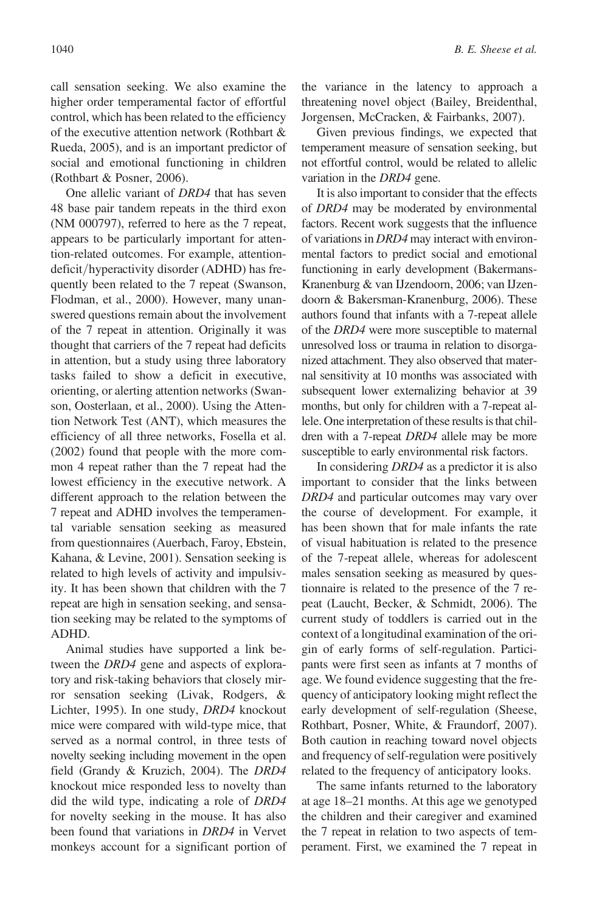call sensation seeking. We also examine the higher order temperamental factor of effortful control, which has been related to the efficiency of the executive attention network (Rothbart & Rueda, 2005), and is an important predictor of social and emotional functioning in children (Rothbart & Posner, 2006).

One allelic variant of *DRD4* that has seven 48 base pair tandem repeats in the third exon (NM 000797), referred to here as the 7 repeat, appears to be particularly important for attention-related outcomes. For example, attention-deficit/hyperactivity disorder (ADHD) has frequently been related to the 7 repeat (Swanson, Flodman, et al., 2000). However, many unanswered questions remain about the involvement of the 7 repeat in attention. Originally it was thought that carriers of the 7 repeat had deficits in attention, but a study using three laboratory tasks failed to show a deficit in executive, orienting, or alerting attention networks (Swanson, Oosterlaan, et al., 2000). Using the Attention Network Test (ANT), which measures the efficiency of all three networks, Fosella et al. (2002) found that people with the more common 4 repeat rather than the 7 repeat had the lowest efficiency in the executive network. A different approach to the relation between the 7 repeat and ADHD involves the temperamental variable sensation seeking as measured from questionnaires (Auerbach, Faroy, Ebstein, Kahana, & Levine, 2001). Sensation seeking is related to high levels of activity and impulsivity. It has been shown that children with the 7 repeat are high in sensation seeking, and sensation seeking may be related to the symptoms of ADHD.

Animal studies have supported a link between the *DRD4* gene and aspects of exploratory and risk-taking behaviors that closely mirror sensation seeking (Livak, Rodgers, & Lichter, 1995). In one study, *DRD4* knockout mice were compared with wild-type mice, that served as a normal control, in three tests of novelty seeking including movement in the open field (Grandy & Kruzich, 2004). The *DRD4* knockout mice responded less to novelty than did the wild type, indicating a role of *DRD4* for novelty seeking in the mouse. It has also been found that variations in *DRD4* in Vervet monkeys account for a significant portion of the variance in the latency to approach a threatening novel object (Bailey, Breidenthal, Jorgensen, McCracken, & Fairbanks, 2007).

Given previous findings, we expected that temperament measure of sensation seeking, but not effortful control, would be related to allelic variation in the *DRD4* gene.

It is also important to consider that the effects of *DRD4* may be moderated by environmental factors. Recent work suggests that the influence of variations in *DRD4* may interact with environmental factors to predict social and emotional functioning in early development (Bakermans-Kranenburg & van IJzendoorn, 2006; van IJzendoorn & Bakersman-Kranenburg, 2006). These authors found that infants with a 7-repeat allele of the *DRD4* were more susceptible to maternal unresolved loss or trauma in relation to disorganized attachment. They also observed that maternal sensitivity at 10 months was associated with subsequent lower externalizing behavior at 39 months, but only for children with a 7-repeat allele. One interpretation of these results is that children with a 7-repeat *DRD4* allele may be more susceptible to early environmental risk factors.

In considering *DRD4* as a predictor it is also important to consider that the links between *DRD4* and particular outcomes may vary over the course of development. For example, it has been shown that for male infants the rate of visual habituation is related to the presence of the 7-repeat allele, whereas for adolescent males sensation seeking as measured by questionnaire is related to the presence of the 7 repeat (Laucht, Becker, & Schmidt, 2006). The current study of toddlers is carried out in the context of a longitudinal examination of the origin of early forms of self-regulation. Participants were first seen as infants at 7 months of age. We found evidence suggesting that the frequency of anticipatory looking might reflect the early development of self-regulation (Sheese, Rothbart, Posner, White, & Fraundorf, 2007). Both caution in reaching toward novel objects and frequency of self-regulation were positively related to the frequency of anticipatory looks.

The same infants returned to the laboratory at age 18–21 months. At this age we genotyped the children and their caregiver and examined the 7 repeat in relation to two aspects of temperament. First, we examined the 7 repeat in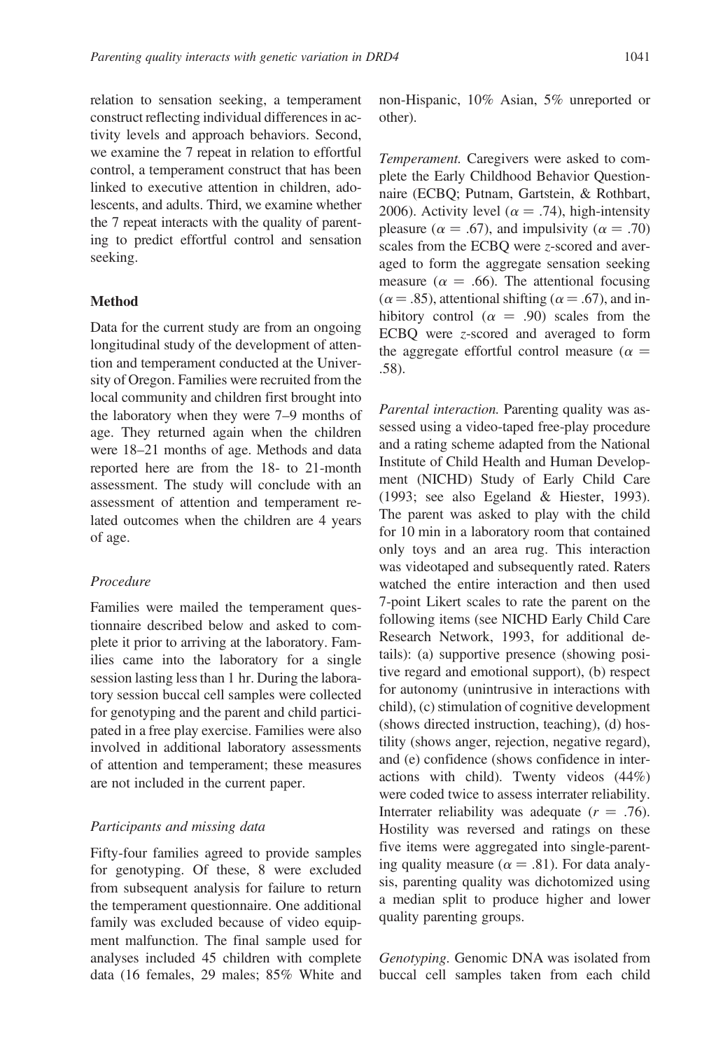relation to sensation seeking, a temperament construct reflecting individual differences in activity levels and approach behaviors. Second, we examine the 7 repeat in relation to effortful control, a temperament construct that has been linked to executive attention in children, adolescents, and adults. Third, we examine whether the 7 repeat interacts with the quality of parenting to predict effortful control and sensation seeking.

## Method

Data for the current study are from an ongoing longitudinal study of the development of attention and temperament conducted at the University of Oregon. Families were recruited from the local community and children first brought into the laboratory when they were 7–9 months of age. They returned again when the children were 18–21 months of age. Methods and data reported here are from the 18- to 21-month assessment. The study will conclude with an assessment of attention and temperament related outcomes when the children are 4 years of age.

### *Procedure*

Families were mailed the temperament questionnaire described below and asked to complete it prior to arriving at the laboratory. Families came into the laboratory for a single session lasting less than 1 hr. During the laboratory session buccal cell samples were collected for genotyping and the parent and child participated in a free play exercise. Families were also involved in additional laboratory assessments of attention and temperament; these measures are not included in the current paper.

### *Participants and missing data*

Fifty-four families agreed to provide samples for genotyping. Of these, 8 were excluded from subsequent analysis for failure to return the temperament questionnaire. One additional family was excluded because of video equipment malfunction. The final sample used for analyses included 45 children with complete data (16 females, 29 males; 85% White and non-Hispanic, 10% Asian, 5% unreported or other).

*Temperament.* Caregivers were asked to complete the Early Childhood Behavior Questionnaire (ECBQ; Putnam, Gartstein, & Rothbart, 2006). Activity level ($\alpha = .74$), high-intensity pleasure ($\alpha = .67$), and impulsivity ($\alpha = .70$) scales from the ECBQ were *z*-scored and averaged to form the aggregate sensation seeking measure ($\alpha = .66$). The attentional focusing ($\alpha = .85$), attentional shifting ($\alpha = .67$), and inhibitory control ($\alpha = .90$) scales from the ECBQ were *z*-scored and averaged to form the aggregate effortful control measure ($\alpha = .58$).

*Parental interaction.* Parenting quality was assessed using a video-taped free-play procedure and a rating scheme adapted from the National Institute of Child Health and Human Development (NICHD) Study of Early Child Care (1993; see also Egeland & Hiester, 1993). The parent was asked to play with the child for 10 min in a laboratory room that contained only toys and an area rug. This interaction was videotaped and subsequently rated. Raters watched the entire interaction and then used 7-point Likert scales to rate the parent on the following items (see NICHD Early Child Care Research Network, 1993, for additional details): (a) supportive presence (showing positive regard and emotional support), (b) respect for autonomy (unintrusive in interactions with child), (c) stimulation of cognitive development (shows directed instruction, teaching), (d) hostility (shows anger, rejection, negative regard), and (e) confidence (shows confidence in interactions with child). Twenty videos (44%) were coded twice to assess interrater reliability. Interrater reliability was adequate ($r = .76$). Hostility was reversed and ratings on these five items were aggregated into single-parenting quality measure ($\alpha = .81$). For data analysis, parenting quality was dichotomized using a median split to produce higher and lower quality parenting groups.

*Genotyping.* Genomic DNA was isolated from buccal cell samples taken from each child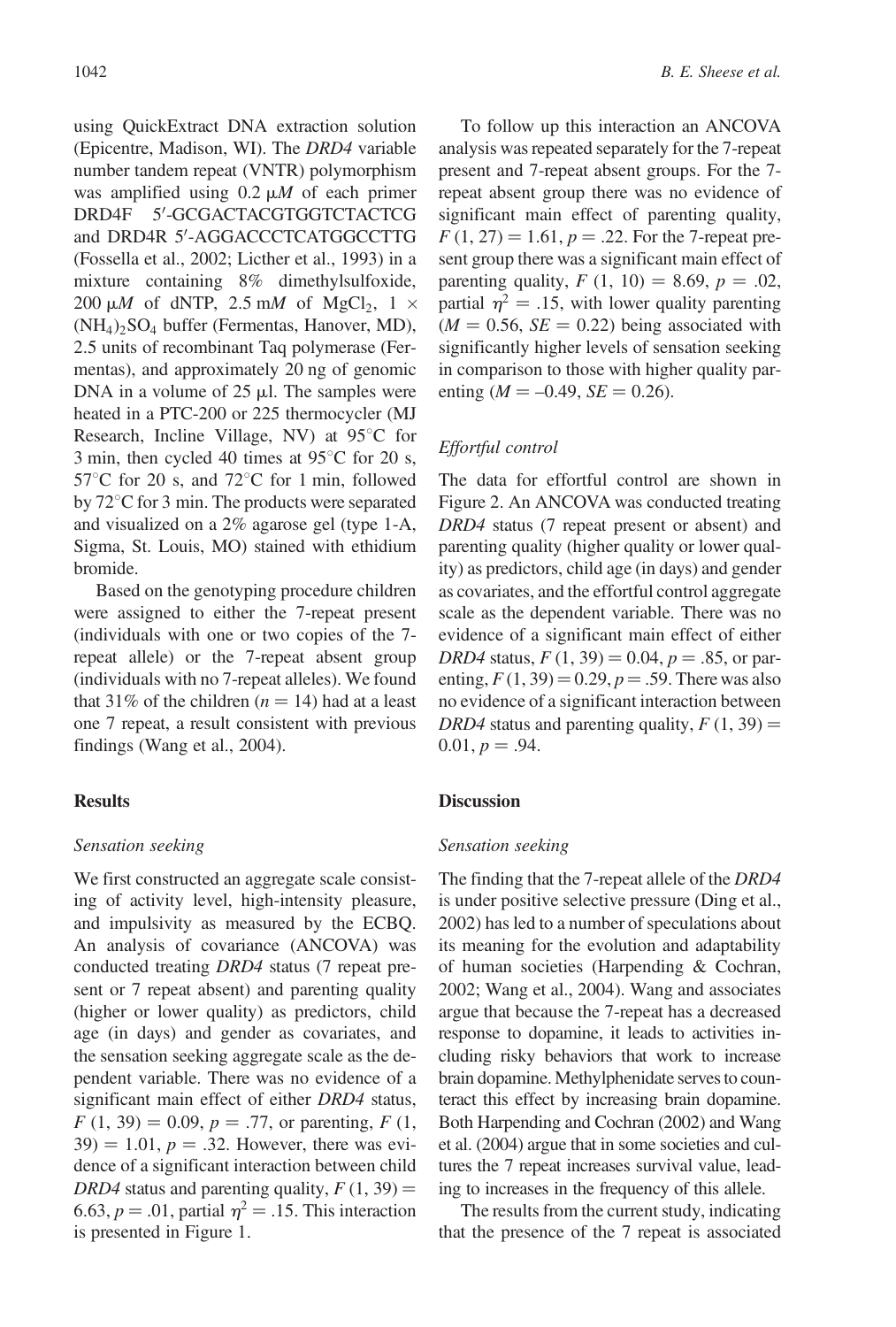using QuickExtract DNA extraction solution (Epicentre, Madison, WI). The *DRD4* variable number tandem repeat (VNTR) polymorphism was amplified using 0.2 $\mu M$ of each primer DRD4F 5′-GCGACTACGTGGTCTACTCG and DRD4R 5′-AGGACCCTCATGGCCTTG (Fossella et al., 2002; Licther et al., 1993) in a mixture containing 8% dimethylsulfoxide, 200 $\mu M$ of dNTP, 2.5 m$M$ of $MgCl_2$, 1 × $(NH_4)_2SO_4$ buffer (Fermentas, Hanover, MD), 2.5 units of recombinant Taq polymerase (Fermentas), and approximately 20 ng of genomic DNA in a volume of 25 μl. The samples were heated in a PTC-200 or 225 thermocycler (MJ Research, Incline Village, NV) at 95°C for 3 min, then cycled 40 times at 95°C for 20 s, 57°C for 20 s, and 72°C for 1 min, followed by 72°C for 3 min. The products were separated and visualized on a 2% agarose gel (type 1-A, Sigma, St. Louis, MO) stained with ethidium bromide.

Based on the genotyping procedure children were assigned to either the 7-repeat present (individuals with one or two copies of the 7-repeat allele) or the 7-repeat absent group (individuals with no 7-repeat alleles). We found that 31% of the children ($n = 14$) had at a least one 7 repeat, a result consistent with previous findings (Wang et al., 2004).

## Results

### *Sensation seeking*

We first constructed an aggregate scale consisting of activity level, high-intensity pleasure, and impulsivity as measured by the ECBQ. An analysis of covariance (ANCOVA) was conducted treating *DRD4* status (7 repeat present or 7 repeat absent) and parenting quality (higher or lower quality) as predictors, child age (in days) and gender as covariates, and the sensation seeking aggregate scale as the dependent variable. There was no evidence of a significant main effect of either *DRD4* status, $F(1, 39) = 0.09$, $p = .77$, or parenting, $F(1, 39) = 1.01$, $p = .32$. However, there was evidence of a significant interaction between child *DRD4* status and parenting quality, $F(1, 39) = 6.63$, $p = .01$, partial $\eta^2 = .15$. This interaction is presented in Figure 1.

To follow up this interaction an ANCOVA analysis was repeated separately for the 7-repeat present and 7-repeat absent groups. For the 7-repeat absent group there was no evidence of significant main effect of parenting quality, $F(1, 27) = 1.61$, $p = .22$. For the 7-repeat present group there was a significant main effect of parenting quality, $F(1, 10) = 8.69$, $p = .02$, partial $\eta^2 = .15$, with lower quality parenting ($M = 0.56$, $SE = 0.22$) being associated with significantly higher levels of sensation seeking in comparison to those with higher quality parenting ($M = -0.49$, $SE = 0.26$).

### *Effortful control*

The data for effortful control are shown in Figure 2. An ANCOVA was conducted treating *DRD4* status (7 repeat present or absent) and parenting quality (higher quality or lower quality) as predictors, child age (in days) and gender as covariates, and the effortful control aggregate scale as the dependent variable. There was no evidence of a significant main effect of either *DRD4* status, $F(1, 39) = 0.04$, $p = .85$, or parenting, $F(1, 39) = 0.29$, $p = .59$. There was also no evidence of a significant interaction between *DRD4* status and parenting quality, $F(1, 39) = 0.01$, $p = .94$.

## Discussion

### *Sensation seeking*

The finding that the 7-repeat allele of the *DRD4* is under positive selective pressure (Ding et al., 2002) has led to a number of speculations about its meaning for the evolution and adaptability of human societies (Harpending & Cochran, 2002; Wang et al., 2004). Wang and associates argue that because the 7-repeat has a decreased response to dopamine, it leads to activities including risky behaviors that work to increase brain dopamine. Methylphenidate serves to counteract this effect by increasing brain dopamine. Both Harpending and Cochran (2002) and Wang et al. (2004) argue that in some societies and cultures the 7 repeat increases survival value, leading to increases in the frequency of this allele.

The results from the current study, indicating that the presence of the 7 repeat is associated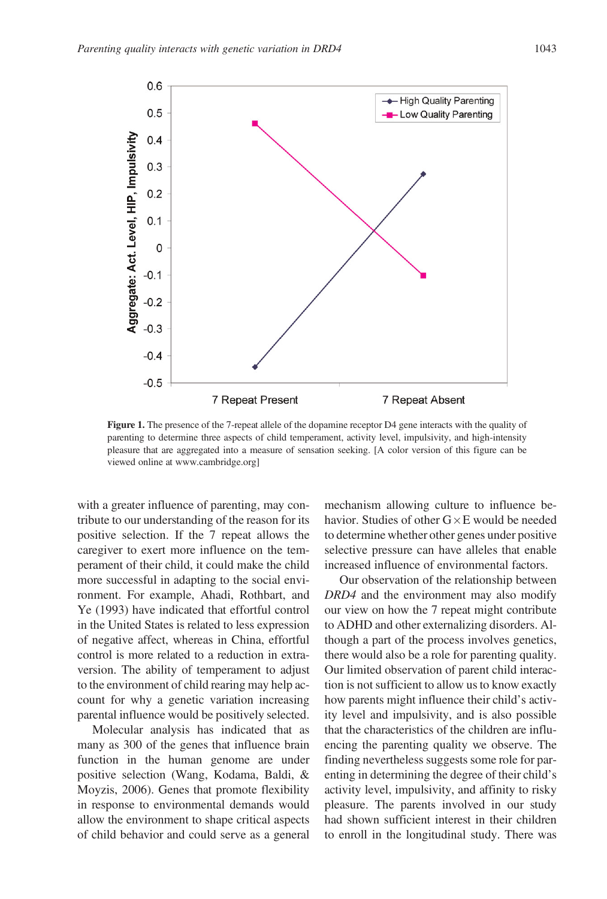**Figure 1.** The presence of the 7-repeat allele of the dopamine receptor D4 gene interacts with the quality of parenting to determine three aspects of child temperament, activity level, impulsivity, and high-intensity pleasure that are aggregated into a measure of sensation seeking. [A color version of this figure can be viewed online at www.cambridge.org]

with a greater influence of parenting, may contribute to our understanding of the reason for its positive selection. If the 7 repeat allows the caregiver to exert more influence on the temperament of their child, it could make the child more successful in adapting to the social environment. For example, Ahadi, Rothbart, and Ye (1993) have indicated that effortful control in the United States is related to less expression of negative affect, whereas in China, effortful control is more related to a reduction in extraversion. The ability of temperament to adjust to the environment of child rearing may help account for why a genetic variation increasing parental influence would be positively selected.

Molecular analysis has indicated that as many as 300 of the genes that influence brain function in the human genome are under positive selection (Wang, Kodama, Baldi, & Moyzis, 2006). Genes that promote flexibility in response to environmental demands would allow the environment to shape critical aspects of child behavior and could serve as a general mechanism allowing culture to influence behavior. Studies of other G × E would be needed to determine whether other genes under positive selective pressure can have alleles that enable increased influence of environmental factors.

Our observation of the relationship between *DRD4* and the environment may also modify our view on how the 7 repeat might contribute to ADHD and other externalizing disorders. Although a part of the process involves genetics, there would also be a role for parenting quality. Our limited observation of parent child interaction is not sufficient to allow us to know exactly how parents might influence their child's activity level and impulsivity, and is also possible that the characteristics of the children are influencing the parenting quality we observe. The finding nevertheless suggests some role for parenting in determining the degree of their child's activity level, impulsivity, and affinity to risky pleasure. The parents involved in our study had shown sufficient interest in their children to enroll in the longitudinal study. There was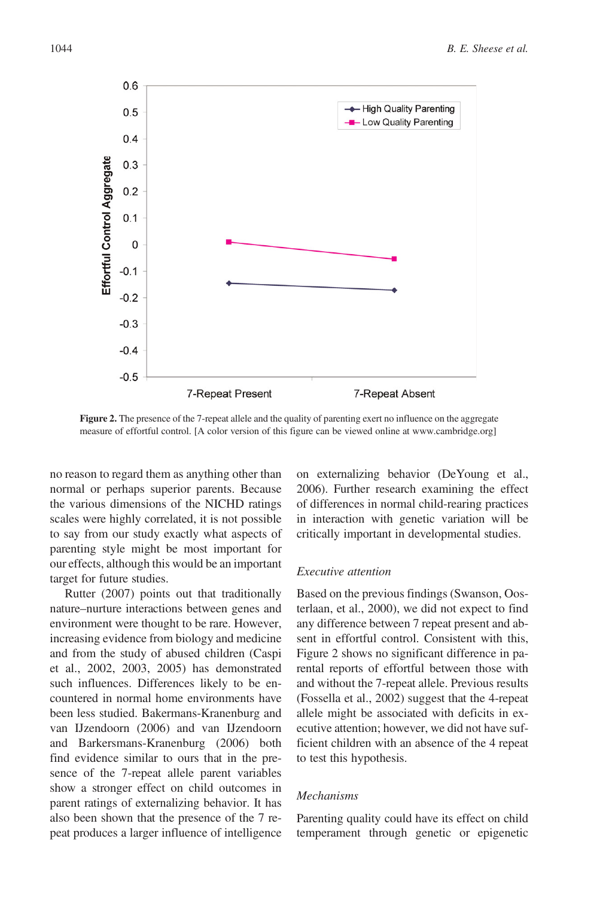**Figure 2.** The presence of the 7-repeat allele and the quality of parenting exert no influence on the aggregate measure of effortful control. [A color version of this figure can be viewed online at www.cambridge.org]

no reason to regard them as anything other than normal or perhaps superior parents. Because the various dimensions of the NICHD ratings scales were highly correlated, it is not possible to say from our study exactly what aspects of parenting style might be most important for our effects, although this would be an important target for future studies.

Rutter (2007) points out that traditionally nature–nurture interactions between genes and environment were thought to be rare. However, increasing evidence from biology and medicine and from the study of abused children (Caspi et al., 2002, 2003, 2005) has demonstrated such influences. Differences likely to be encountered in normal home environments have been less studied. Bakermans-Kranenburg and van IJzendoorn (2006) and van IJzendoorn and Barkersmans-Kranenburg (2006) both find evidence similar to ours that in the presence of the 7-repeat allele parent variables show a stronger effect on child outcomes in parent ratings of externalizing behavior. It has also been shown that the presence of the 7 repeat produces a larger influence of intelligence on externalizing behavior (DeYoung et al., 2006). Further research examining the effect of differences in normal child-rearing practices in interaction with genetic variation will be critically important in developmental studies.

### *Executive attention*

Based on the previous findings (Swanson, Oosterlaan, et al., 2000), we did not expect to find any difference between 7 repeat present and absent in effortful control. Consistent with this, Figure 2 shows no significant difference in parental reports of effortful between those with and without the 7-repeat allele. Previous results (Fossella et al., 2002) suggest that the 4-repeat allele might be associated with deficits in executive attention; however, we did not have sufficient children with an absence of the 4 repeat to test this hypothesis.

### *Mechanisms*

Parenting quality could have its effect on child temperament through genetic or epigenetic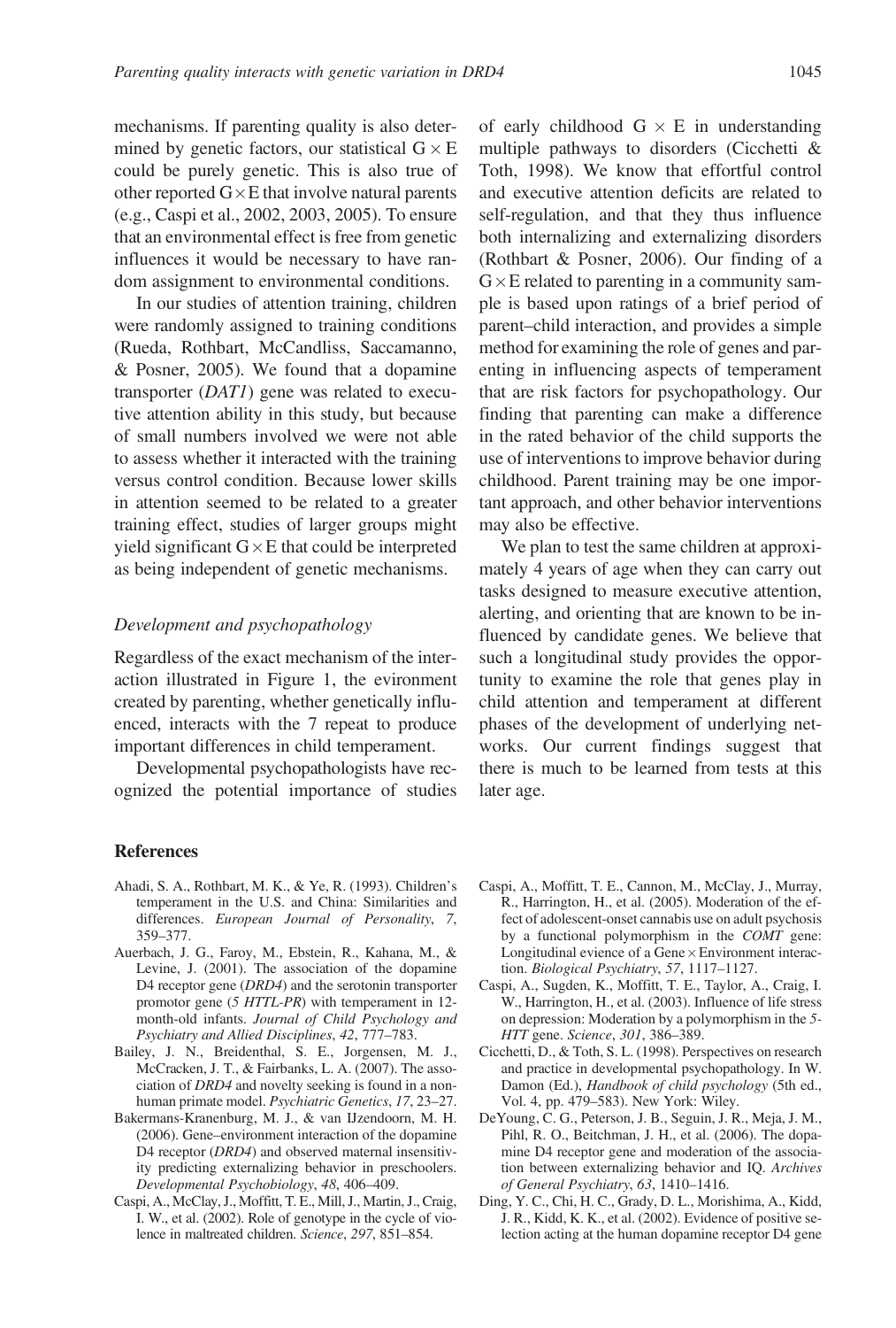mechanisms. If parenting quality is also determined by genetic factors, our statistical G × E could be purely genetic. This is also true of other reported G × E that involve natural parents (e.g., Caspi et al., 2002, 2003, 2005). To ensure that an environmental effect is free from genetic influences it would be necessary to have random assignment to environmental conditions.

In our studies of attention training, children were randomly assigned to training conditions (Rueda, Rothbart, McCandliss, Saccamanno, & Posner, 2005). We found that a dopamine transporter (*DAT1*) gene was related to executive attention ability in this study, but because of small numbers involved we were not able to assess whether it interacted with the training versus control condition. Because lower skills in attention seemed to be related to a greater training effect, studies of larger groups might yield significant G × E that could be interpreted as being independent of genetic mechanisms.

### *Development and psychopathology*

Regardless of the exact mechanism of the interaction illustrated in Figure 1, the evironment created by parenting, whether genetically influenced, interacts with the 7 repeat to produce important differences in child temperament.

Developmental psychopathologists have recognized the potential importance of studies of early childhood G × E in understanding multiple pathways to disorders (Cicchetti & Toth, 1998). We know that effortful control and executive attention deficits are related to self-regulation, and that they thus influence both internalizing and externalizing disorders (Rothbart & Posner, 2006). Our finding of a G × E related to parenting in a community sample is based upon ratings of a brief period of parent–child interaction, and provides a simple method for examining the role of genes and parenting in influencing aspects of temperament that are risk factors for psychopathology. Our finding that parenting can make a difference in the rated behavior of the child supports the use of interventions to improve behavior during childhood. Parent training may be one important approach, and other behavior interventions may also be effective.

We plan to test the same children at approximately 4 years of age when they can carry out tasks designed to measure executive attention, alerting, and orienting that are known to be influenced by candidate genes. We believe that such a longitudinal study provides the opportunity to examine the role that genes play in child attention and temperament at different phases of the development of underlying networks. Our current findings suggest that there is much to be learned from tests at this later age.

## References

Ahadi, S. A., Rothbart, M. K., & Ye, R. (1993). Children's temperament in the U.S. and China: Similarities and differences. *European Journal of Personality*, *7*, 359–377.

Auerbach, J. G., Faroy, M., Ebstein, R., Kahana, M., & Levine, J. (2001). The association of the dopamine D4 receptor gene (*DRD4*) and the serotonin transporter promotor gene (*5 HTTL-PR*) with temperament in 12-month-old infants. *Journal of Child Psychology and Psychiatry and Allied Disciplines*, *42*, 777–783.

Bailey, J. N., Breidenthal, S. E., Jorgensen, M. J., McCracken, J. T., & Fairbanks, L. A. (2007). The association of *DRD4* and novelty seeking is found in a nonhuman primate model. *Psychiatric Genetics*, *17*, 23–27.

Bakermans-Kranenburg, M. J., & van IJzendoorn, M. H. (2006). Gene–environment interaction of the dopamine D4 receptor (*DRD4*) and observed maternal insensitivity predicting externalizing behavior in preschoolers. *Developmental Psychobiology*, *48*, 406–409.

Caspi, A., McClay, J., Moffitt, T. E., Mill, J., Martin, J., Craig, I. W., et al. (2002). Role of genotype in the cycle of violence in maltreated children. *Science*, *297*, 851–854.

Caspi, A., Moffitt, T. E., Cannon, M., McClay, J., Murray, R., Harrington, H., et al. (2005). Moderation of the effect of adolescent-onset cannabis use on adult psychosis by a functional polymorphism in the *COMT* gene: Longitudinal evidence of a Gene × Environment interaction. *Biological Psychiatry*, *57*, 1117–1127.

Caspi, A., Sugden, K., Moffitt, T. E., Taylor, A., Craig, I. W., Harrington, H., et al. (2003). Influence of life stress on depression: Moderation by a polymorphism in the *5-HTT* gene. *Science*, *301*, 386–389.

Cicchetti, D., & Toth, S. L. (1998). Perspectives on research and practice in developmental psychopathology. In W. Damon (Ed.), *Handbook of child psychology* (5th ed., Vol. 4, pp. 479–583). New York: Wiley.

DeYoung, C. G., Peterson, J. B., Seguin, J. R., Meja, J. M., Pihl, R. O., Beitchman, J. H., et al. (2006). The dopamine D4 receptor gene and moderation of the association between externalizing behavior and IQ. *Archives of General Psychiatry*, *63*, 1410–1416.

Ding, Y. C., Chi, H. C., Grady, D. L., Morishima, A., Kidd, J. R., Kidd, K. K., et al. (2002). Evidence of positive selection acting at the human dopamine receptor D4 gene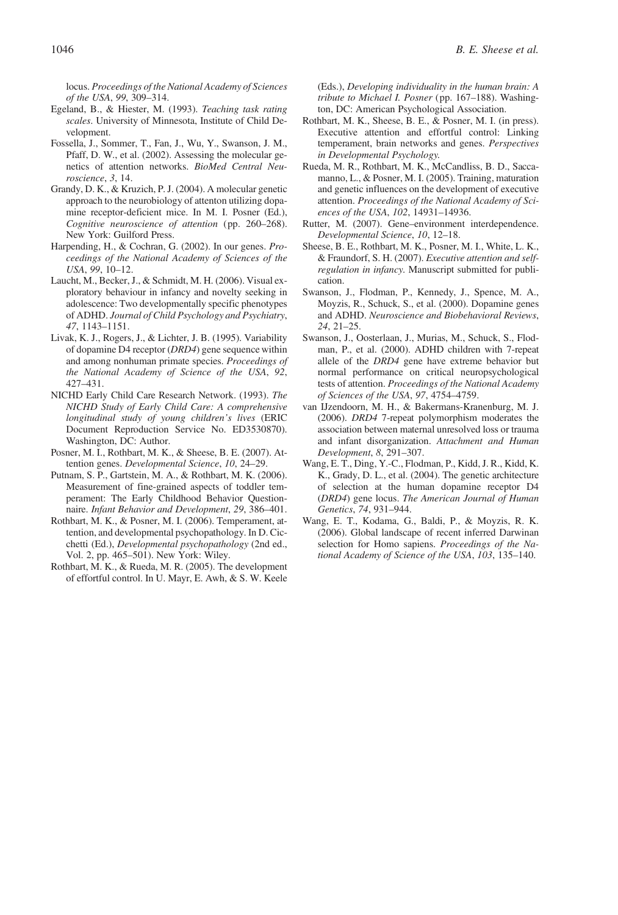locus. *Proceedings of the National Academy of Sciences of the USA*, *99*, 309–314.

Egeland, B., & Hiester, M. (1993). *Teaching task rating scales*. University of Minnesota, Institute of Child Development.

Fossella, J., Sommer, T., Fan, J., Wu, Y., Swanson, J. M., Pfaff, D. W., et al. (2002). Assessing the molecular genetics of attention networks. *BioMed Central Neuroscience*, *3*, 14.

Grandy, D. K., & Kruzich, P. J. (2004). A molecular genetic approach to the neurobiology of attenton utilizing dopamine receptor-deficient mice. In M. I. Posner (Ed.), *Cognitive neuroscience of attention* (pp. 260–268). New York: Guilford Press.

Harpending, H., & Cochran, G. (2002). In our genes. *Proceedings of the National Academy of Sciences of the USA*, *99*, 10–12.

Laucht, M., Becker, J., & Schmidt, M. H. (2006). Visual exploratory behaviour in infancy and novelty seeking in adolescence: Two developmentally specific phenotypes of ADHD. *Journal of Child Psychology and Psychiatry*, *47*, 1143–1151.

Livak, K. J., Rogers, J., & Lichter, J. B. (1995). Variability of dopamine D4 receptor (*DRD4*) gene sequence within and among nonhuman primate species. *Proceedings of the National Academy of Science of the USA*, *92*, 427–431.

NICHD Early Child Care Research Network. (1993). *The NICHD Study of Early Child Care: A comprehensive longitudinal study of young children's lives* (ERIC Document Reproduction Service No. ED3530870). Washington, DC: Author.

Posner, M. I., Rothbart, M. K., & Sheese, B. E. (2007). Attention genes. *Developmental Science*, *10*, 24–29.

Putnam, S. P., Gartstein, M. A., & Rothbart, M. K. (2006). Measurement of fine-grained aspects of toddler temperament: The Early Childhood Behavior Questionnaire. *Infant Behavior and Development*, *29*, 386–401.

Rothbart, M. K., & Posner, M. I. (2006). Temperament, attention, and developmental psychopathology. In D. Cicchetti (Ed.), *Developmental psychopathology* (2nd ed., Vol. 2, pp. 465–501). New York: Wiley.

Rothbart, M. K., & Rueda, M. R. (2005). The development of effortful control. In U. Mayr, E. Awh, & S. W. Keele (Eds.), *Developing individuality in the human brain: A tribute to Michael I. Posner* (pp. 167–188). Washington, DC: American Psychological Association.

Rothbart, M. K., Sheese, B. E., & Posner, M. I. (in press). Executive attention and effortful control: Linking temperament, brain networks and genes. *Perspectives in Developmental Psychology.*

Rueda, M. R., Rothbart, M. K., McCandliss, B. D., Saccamanno, L., & Posner, M. I. (2005). Training, maturation and genetic influences on the development of executive attention. *Proceedings of the National Academy of Sciences of the USA*, *102*, 14931–14936.

Rutter, M. (2007). Gene–environment interdependence. *Developmental Science*, *10*, 12–18.

Sheese, B. E., Rothbart, M. K., Posner, M. I., White, L. K., & Fraundorf, S. H. (2007). *Executive attention and self-regulation in infancy*. Manuscript submitted for publication.

Swanson, J., Flodman, P., Kennedy, J., Spence, M. A., Moyzis, R., Schuck, S., et al. (2000). Dopamine genes and ADHD. *Neuroscience and Biobehavioral Reviews*, *24*, 21–25.

Swanson, J., Oosterlaan, J., Murias, M., Schuck, S., Flodman, P., et al. (2000). ADHD children with 7-repeat allele of the *DRD4* gene have extreme behavior but normal performance on critical neuropsychological tests of attention. *Proceedings of the National Academy of Sciences of the USA*, *97*, 4754–4759.

van IJzendoorn, M. H., & Bakermans-Kranenburg, M. J. (2006). *DRD4* 7-repeat polymorphism moderates the association between maternal unresolved loss or trauma and infant disorganization. *Attachment and Human Development*, *8*, 291–307.

Wang, E. T., Ding, Y.-C., Flodman, P., Kidd, J. R., Kidd, K. K., Grady, D. L., et al. (2004). The genetic architecture of selection at the human dopamine receptor D4 (*DRD4*) gene locus. *The American Journal of Human Genetics*, *74*, 931–944.

Wang, E. T., Kodama, G., Baldi, P., & Moyzis, R. K. (2006). Global landscape of recent inferred Darwinan selection for Homo sapiens. *Proceedings of the National Academy of Science of the USA*, *103*, 135–140.